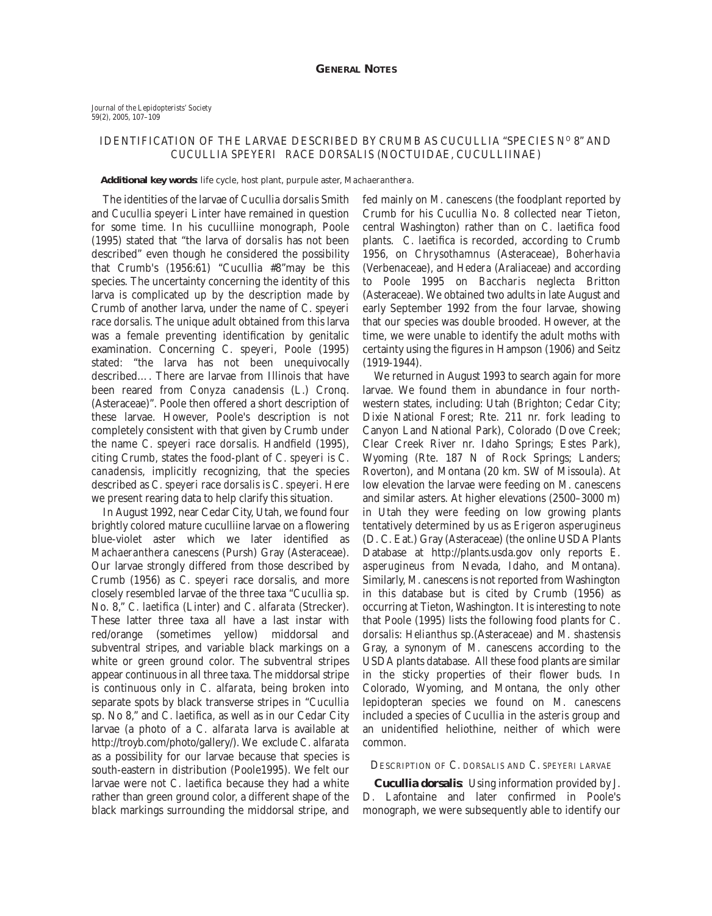# GENERAL NOTES

## IDENTIFICATION OF THE LARVAE DESCRIBED BY CRUMB AS *CUCULLIA* "SPECIES N° 8" AND *CUCULLIA SPEYERI* RACE *DORSALIS* (NOCTUIDAE, CUCULLIINAE)

**Additional key words**: life cycle, host plant, purpule aster, *Machaeranthera*.

The identities of the larvae of *Cucullia dorsalis* Smith and *Cucullia speyeri* Linter have remained in question for some time. In his cuculliine monograph, Poole (1995) stated that "the larva of *dorsalis* has not been described" even though he considered the possibility that Crumb's (1956:61) "*Cucullia* #8"may be this species. The uncertainty concerning the identity of this larva is complicated up by the description made by Crumb of another larva, under the name of *C. speyeri* race *dorsalis*. The unique adult obtained from this larva was a female preventing identification by genitalic examination. Concerning *C. speyeri*, Poole (1995) stated: "the larva has not been unequivocally described…. There are larvae from Illinois that have been reared from *Conyza canadensis* (L.) Cronq. (Asteraceae)". Poole then offered a short description of these larvae. However, Poole's description is not completely consistent with that given by Crumb under the name *C. speyeri* race *dorsalis*. Handfield (1995), citing Crumb, states the food-plant of *C. speyeri* is *C. canadensis*, implicitly recognizing, that the species described as *C. speyeri* race *dorsalis* is *C. speyeri*. Here we present rearing data to help clarify this situation.

In August 1992, near Cedar City, Utah, we found four brightly colored mature cuculliine larvae on a flowering blue-violet aster which we later identified as *Machaeranthera canescens* (Pursh) Gray (Asteraceae). Our larvae strongly differed from those described by Crumb (1956) as *C. speyeri* race *dorsalis*, and more closely resembled larvae of the three taxa "*Cucullia* sp. No. 8," *C. laetifica* (Linter) and *C. alfarata* (Strecker). These latter three taxa all have a last instar with red/orange (sometimes yellow) middorsal and subventral stripes, and variable black markings on a white or green ground color. The subventral stripes appear continuous in all three taxa. The middorsal stripe is continuous only in *C. alfarata*, being broken into separate spots by black transverse stripes in "*Cucullia* sp. No 8," and *C. laetifica*, as well as in our Cedar City larvae (a photo of a *C. alfarata* larva is available at http://troyb.com/photo/gallery/). We exclude *C. alfarata* as a possibility for our larvae because that species is south-eastern in distribution (Poole1995). We felt our larvae were not *C. laetifica* because they had a white rather than green ground color, a different shape of the black markings surrounding the middorsal stripe, and fed mainly on *M. canescens* (the foodplant reported by Crumb for his *Cucullia* No. 8 collected near Tieton, central Washington) rather than on *C. laetifica* food plants. *C. laetifica* is recorded, according to Crumb 1956, on *Chrysothamnus* (Asteraceae), *Boherhavia* (Verbenaceae), and *Hedera* (Araliaceae) and according to Poole 1995 on *Baccharis neglecta* Britton (Asteraceae). We obtained two adults in late August and early September 1992 from the four larvae, showing that our species was double brooded. However, at the time, we were unable to identify the adult moths with certainty using the figures in Hampson (1906) and Seitz (1919-1944).

We returned in August 1993 to search again for more larvae. We found them in abundance in four northwestern states, including: Utah (Brighton; Cedar City; Dixie National Forest; Rte. 211 nr. fork leading to Canyon Land National Park), Colorado (Dove Creek; Clear Creek River nr. Idaho Springs; Estes Park), Wyoming (Rte. 187 N of Rock Springs; Landers; Roverton), and Montana (20 km. SW of Missoula). At low elevation the larvae were feeding on *M. canescens* and similar asters. At higher elevations (2500–3000 m) in Utah they were feeding on low growing plants tentatively determined by us as *Erigeron asperugineus* (D. C. Eat.) Gray (Asteraceae) (the online USDA Plants Database at http://plants.usda.gov only reports *E. asperugineus* from Nevada, Idaho, and Montana). Similarly, *M. canescens* is not reported from Washington in this database but is cited by Crumb (1956) as occurring at Tieton, Washington. It is interesting to note that Poole (1995) lists the following food plants for *C. dorsalis*: *Helianthus* sp.(Asteraceae) and *M. shastensis* Gray, a synonym of *M. canescens* according to the USDA plants database. All these food plants are similar in the sticky properties of their flower buds. In Colorado, Wyoming, and Montana, the only other lepidopteran species we found on *M. canescens* included a species of *Cucullia* in the *asteris* group and an unidentified heliothine, neither of which were common.

### DESCRIPTION OF *C. DORSALIS* AND *C. SPEYERI* LARVAE

***Cucullia dorsalis***. Using information provided by J. D. Lafontaine and later confirmed in Poole's monograph, we were subsequently able to identify our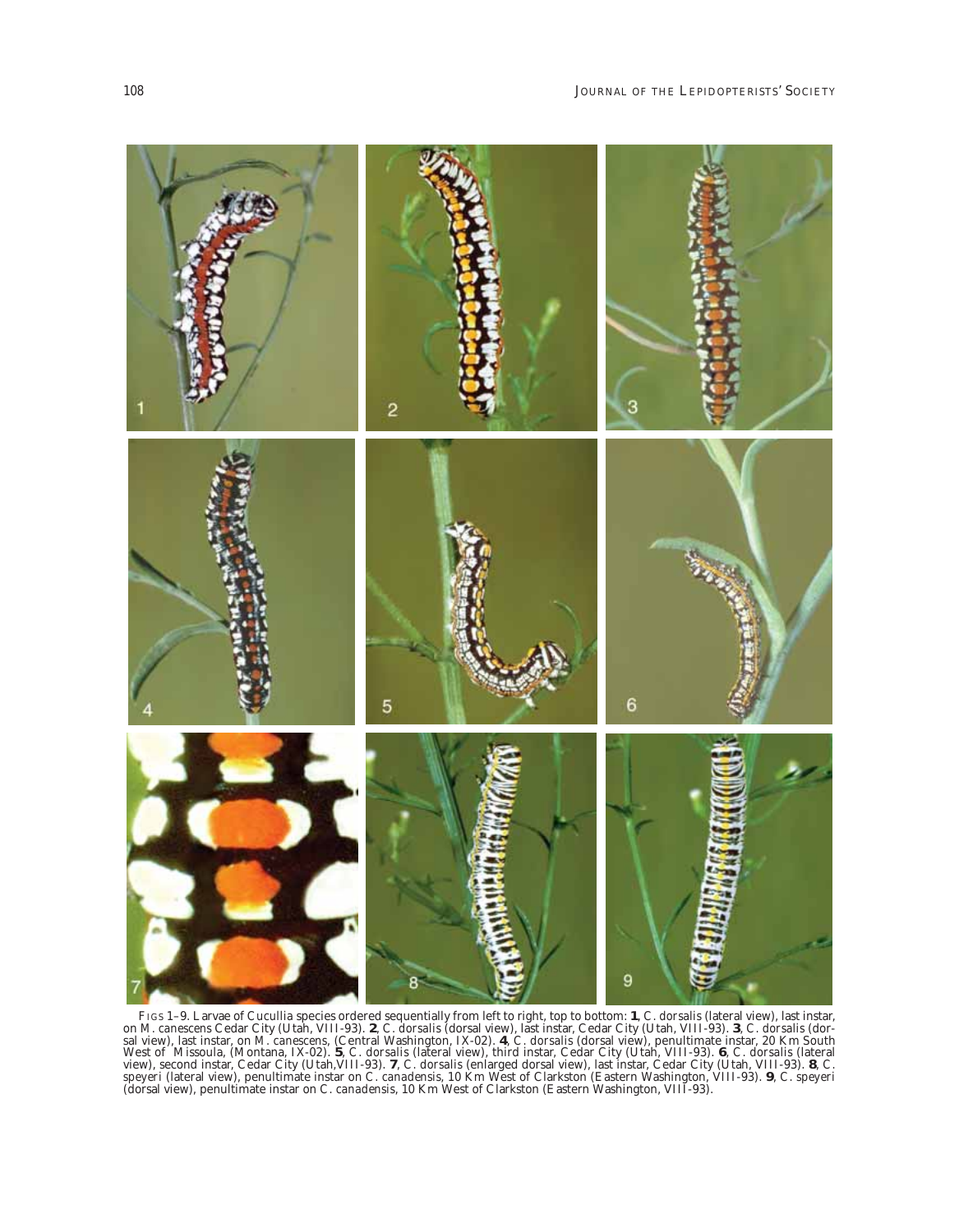FIGS 1–9. Larvae of *Cucullia* species ordered sequentially from left to right, top to bottom: **1**, *C. dorsalis* (lateral view), last instar, on *M. canescens* Cedar City (Utah, VIII-93). **2**, *C. dorsalis* (dorsal view), last instar, Cedar City (Utah, VIII-93). **3**, *C. dorsalis* (dorsal view), last instar, on *M. canescens*, (Central Washington, IX-02). **4**, *C. dorsalis* (dorsal view), penultimate instar, 20 Km South West of Missoula, (Montana, IX-02). **5**, *C. dorsalis* (lateral view), third instar, Cedar City (Utah, VIII-93). **6**, *C. dorsalis* (lateral view), second instar, Cedar City (Utah,VIII-93). **7**, *C. dorsalis* (enlarged dorsal view), last instar, Cedar City (Utah, VIII-93). **8**, *C. speyeri* (lateral view), penultimate instar on *C. canadensis*, 10 Km West of Clarkston (Eastern Washington, VIII-93). **9**, *C. speyeri* (dorsal view), penultimate instar on *C. canadensis*, 10 Km West of Clarkston (Eastern Washington, VIII-93).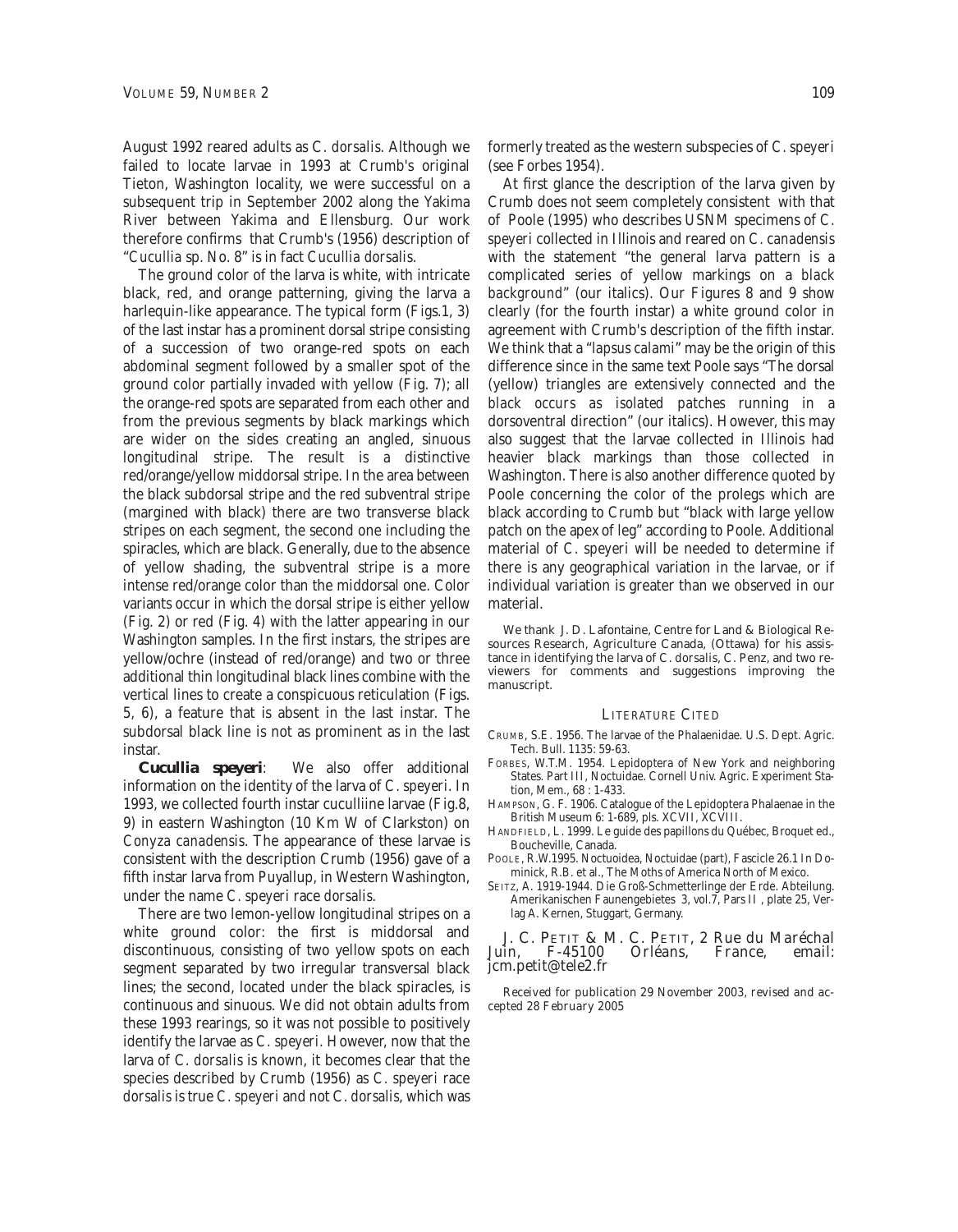August 1992 reared adults as *C. dorsalis*. Although we failed to locate larvae in 1993 at Crumb's original Tieton, Washington locality, we were successful on a subsequent trip in September 2002 along the Yakima River between Yakima and Ellensburg. Our work therefore confirms that Crumb's (1956) description of "*Cucullia* sp. No. 8" is in fact *Cucullia dorsalis*.

The ground color of the larva is white, with intricate black, red, and orange patterning, giving the larva a harlequin-like appearance. The typical form (Figs.1, 3) of the last instar has a prominent dorsal stripe consisting of a succession of two orange-red spots on each abdominal segment followed by a smaller spot of the ground color partially invaded with yellow (Fig. 7); all the orange-red spots are separated from each other and from the previous segments by black markings which are wider on the sides creating an angled, sinuous longitudinal stripe. The result is a distinctive red/orange/yellow middorsal stripe. In the area between the black subdorsal stripe and the red subventral stripe (margined with black) there are two transverse black stripes on each segment, the second one including the spiracles, which are black. Generally, due to the absence of yellow shading, the subventral stripe is a more intense red/orange color than the middorsal one. Color variants occur in which the dorsal stripe is either yellow (Fig. 2) or red (Fig. 4) with the latter appearing in our Washington samples. In the first instars, the stripes are yellow/ochre (instead of red/orange) and two or three additional thin longitudinal black lines combine with the vertical lines to create a conspicuous reticulation (Figs. 5, 6), a feature that is absent in the last instar. The subdorsal black line is not as prominent as in the last instar.

***Cucullia speyeri***: We also offer additional information on the identity of the larva of *C. speyeri*. In 1993, we collected fourth instar cuculliine larvae (Fig.8, 9) in eastern Washington (10 Km W of Clarkston) on *Conyza canadensis*. The appearance of these larvae is consistent with the description Crumb (1956) gave of a fifth instar larva from Puyallup, in Western Washington, under the name *C. speyeri* race *dorsalis*.

There are two lemon-yellow longitudinal stripes on a white ground color: the first is middorsal and discontinuous, consisting of two yellow spots on each segment separated by two irregular transversal black lines; the second, located under the black spiracles, is continuous and sinuous. We did not obtain adults from these 1993 rearings, so it was not possible to positively identify the larvae as *C. speyeri*. However, now that the larva of *C. dorsalis* is known, it becomes clear that the species described by Crumb (1956) as *C. speyeri* race *dorsalis* is true *C. speyeri* and not *C. dorsalis*, which was formerly treated as the western subspecies of *C. speyeri* (see Forbes 1954).

At first glance the description of the larva given by Crumb does not seem completely consistent with that of Poole (1995) who describes USNM specimens of *C. speyeri* collected in Illinois and reared on *C. canadensis* with the statement "the general larva pattern is a complicated series of yellow markings on a *black background*" (our italics). Our Figures 8 and 9 show clearly (for the fourth instar) a white ground color in agreement with Crumb's description of the fifth instar. We think that a "*lapsus calami*" may be the origin of this difference since in the same text Poole says "The dorsal (yellow) triangles are extensively connected and the *black occurs as isolated patches* running in a dorsoventral direction" (our italics). However, this may also suggest that the larvae collected in Illinois had heavier black markings than those collected in Washington. There is also another difference quoted by Poole concerning the color of the prolegs which are black according to Crumb but "black with large yellow patch on the apex of leg" according to Poole. Additional material of *C. speyeri* will be needed to determine if there is any geographical variation in the larvae, or if individual variation is greater than we observed in our material.

We thank J. D. Lafontaine, Centre for Land & Biological Resources Research, Agriculture Canada, (Ottawa) for his assistance in identifying the larva of *C. dorsalis*, C. Penz, and two reviewers for comments and suggestions improving the manuscript.

## LITERATURE CITED

CRUMB, S.E. 1956. The larvae of the Phalaenidae. U.S. Dept. Agric. Tech. Bull. 1135: 59-63.

FORBES, W.T.M. 1954. Lepidoptera of New York and neighboring States. Part III, Noctuidae. Cornell Univ. Agric. Experiment Station, Mem., 68 : 1-433.

HAMPSON, G. F. 1906. Catalogue of the Lepidoptera Phalaenae in the British Museum 6: 1-689, pls. XCVII, XCVIII.

HANDFIELD, L. 1999. Le guide des papillons du Québec, Broquet ed., Boucheville, Canada.

POOLE, R.W.1995. Noctuoidea, Noctuidae (part), Fascicle 26.1 In Dominick, R.B. et al., The Moths of America North of Mexico.

SEITZ, A. 1919-1944. Die Groß-Schmetterlinge der Erde. Abteilung. Amerikanischen Faunengebietes 3, vol.7, Pars II , plate 25, Verlag A. Kernen, Stuggart, Germany.

J. C. PETIT & M. C. PETIT, 2 Rue du Maréchal Juin, F-45100 Orléans, France, email: jcm.petit@tele2.fr

*Received for publication 29 November 2003, revised and accepted 28 February 2005*